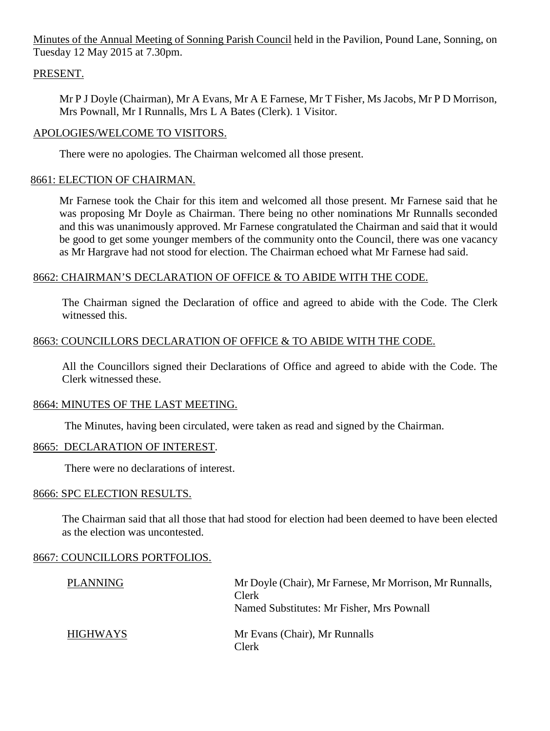Minutes of the Annual Meeting of Sonning Parish Council held in the Pavilion, Pound Lane, Sonning, on Tuesday 12 May 2015 at 7.30pm.

## PRESENT.

Mr P J Doyle (Chairman), Mr A Evans, Mr A E Farnese, Mr T Fisher, Ms Jacobs, Mr P D Morrison, Mrs Pownall, Mr I Runnalls, Mrs L A Bates (Clerk). 1 Visitor.

## APOLOGIES/WELCOME TO VISITORS.

There were no apologies. The Chairman welcomed all those present.

## 8661: ELECTION OF CHAIRMAN.

Mr Farnese took the Chair for this item and welcomed all those present. Mr Farnese said that he was proposing Mr Doyle as Chairman. There being no other nominations Mr Runnalls seconded and this was unanimously approved. Mr Farnese congratulated the Chairman and said that it would be good to get some younger members of the community onto the Council, there was one vacancy as Mr Hargrave had not stood for election. The Chairman echoed what Mr Farnese had said.

## 8662: CHAIRMAN'S DECLARATION OF OFFICE & TO ABIDE WITH THE CODE.

The Chairman signed the Declaration of office and agreed to abide with the Code. The Clerk witnessed this.

## 8663: COUNCILLORS DECLARATION OF OFFICE & TO ABIDE WITH THE CODE.

All the Councillors signed their Declarations of Office and agreed to abide with the Code. The Clerk witnessed these.

## 8664: MINUTES OF THE LAST MEETING.

The Minutes, having been circulated, were taken as read and signed by the Chairman.

## 8665: DECLARATION OF INTEREST.

There were no declarations of interest.

## 8666: SPC ELECTION RESULTS.

The Chairman said that all those that had stood for election had been deemed to have been elected as the election was uncontested.

## 8667: COUNCILLORS PORTFOLIOS.

| | |
|---|---|
| PLANNING | Mr Doyle (Chair), Mr Farnese, Mr Morrison, Mr Runnalls, Clerk<br>Named Substitutes: Mr Fisher, Mrs Pownall |
| HIGHWAYS | Mr Evans (Chair), Mr Runnalls<br>Clerk |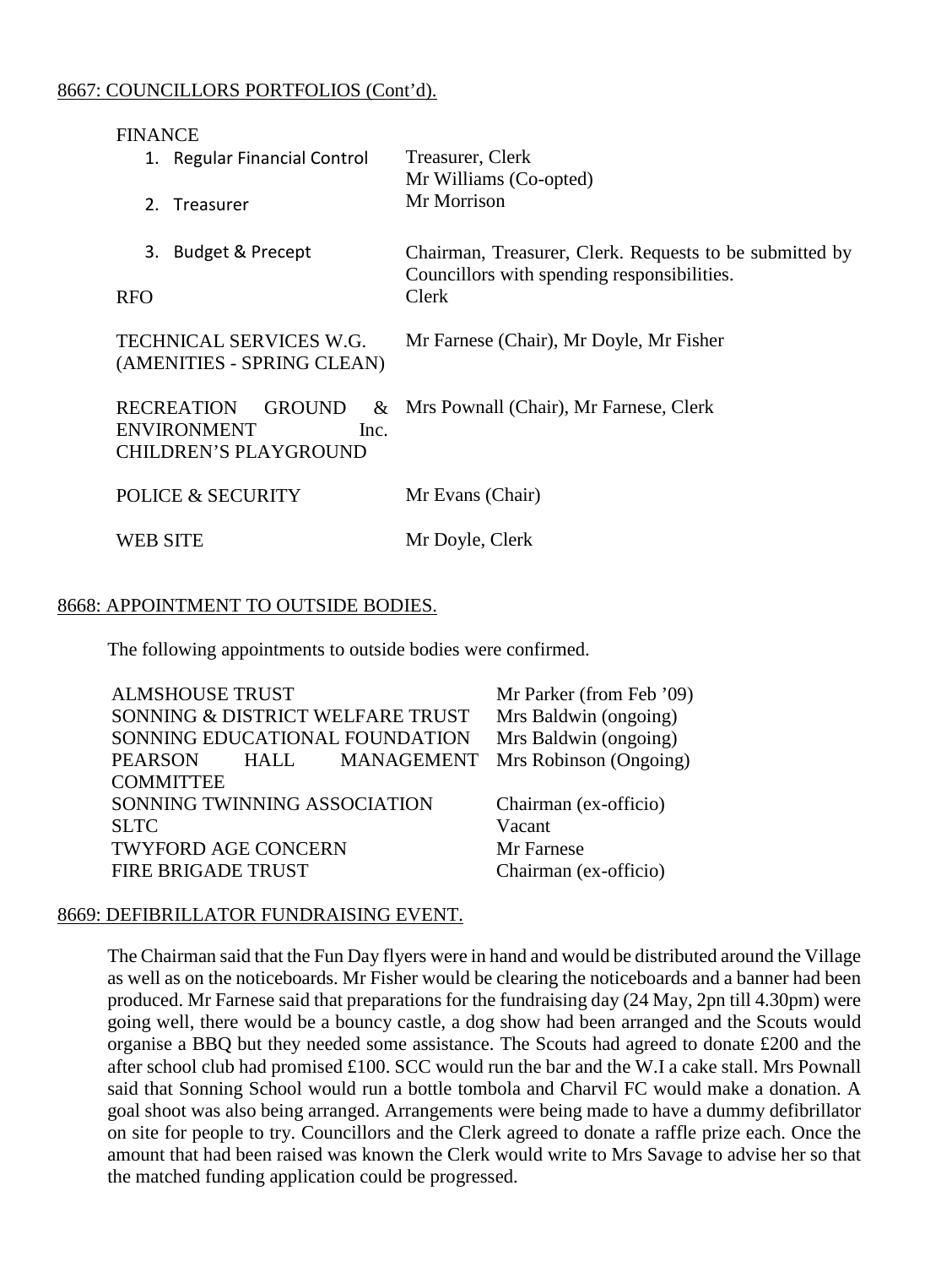8667: COUNCILLORS PORTFOLIOS (Cont'd).

| | |
|---|---|
| FINANCE | |
| 1. Regular Financial Control | Treasurer, Clerk<br>Mr Williams (Co-opted) |
| 2. Treasurer | Mr Morrison |
| 3. Budget & Precept | Chairman, Treasurer, Clerk. Requests to be submitted by Councillors with spending responsibilities. |
| RFO | Clerk |
| TECHNICAL SERVICES W.G. (AMENITIES - SPRING CLEAN) | Mr Farnese (Chair), Mr Doyle, Mr Fisher |
| RECREATION GROUND & ENVIRONMENT Inc. CHILDREN'S PLAYGROUND | Mrs Pownall (Chair), Mr Farnese, Clerk |
| POLICE & SECURITY | Mr Evans (Chair) |
| WEB SITE | Mr Doyle, Clerk |

8668: APPOINTMENT TO OUTSIDE BODIES.

The following appointments to outside bodies were confirmed.

| | |
|---|---|
| ALMSHOUSE TRUST | Mr Parker (from Feb '09) |
| SONNING & DISTRICT WELFARE TRUST | Mrs Baldwin (ongoing) |
| SONNING EDUCATIONAL FOUNDATION | Mrs Baldwin (ongoing) |
| PEARSON HALL MANAGEMENT COMMITTEE | Mrs Robinson (Ongoing) |
| SONNING TWINNING ASSOCIATION | Chairman (ex-officio) |
| SLTC | Vacant |
| TWYFORD AGE CONCERN | Mr Farnese |
| FIRE BRIGADE TRUST | Chairman (ex-officio) |

8669: DEFIBRILLATOR FUNDRAISING EVENT.

The Chairman said that the Fun Day flyers were in hand and would be distributed around the Village as well as on the noticeboards. Mr Fisher would be clearing the noticeboards and a banner had been produced. Mr Farnese said that preparations for the fundraising day (24 May, 2pn till 4.30pm) were going well, there would be a bouncy castle, a dog show had been arranged and the Scouts would organise a BBQ but they needed some assistance. The Scouts had agreed to donate £200 and the after school club had promised £100. SCC would run the bar and the W.I a cake stall. Mrs Pownall said that Sonning School would run a bottle tombola and Charvil FC would make a donation. A goal shoot was also being arranged. Arrangements were being made to have a dummy defibrillator on site for people to try. Councillors and the Clerk agreed to donate a raffle prize each. Once the amount that had been raised was known the Clerk would write to Mrs Savage to advise her so that the matched funding application could be progressed.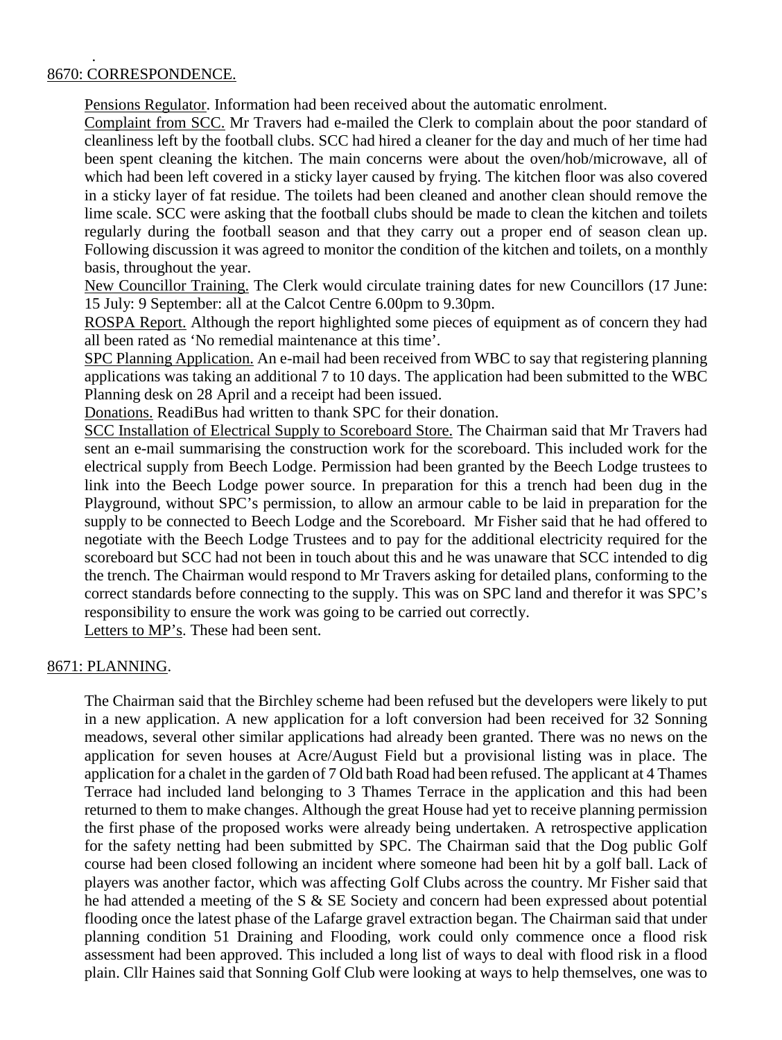.

8670: CORRESPONDENCE.

Pensions Regulator. Information had been received about the automatic enrolment.

Complaint from SCC. Mr Travers had e-mailed the Clerk to complain about the poor standard of cleanliness left by the football clubs. SCC had hired a cleaner for the day and much of her time had been spent cleaning the kitchen. The main concerns were about the oven/hob/microwave, all of which had been left covered in a sticky layer caused by frying. The kitchen floor was also covered in a sticky layer of fat residue. The toilets had been cleaned and another clean should remove the lime scale. SCC were asking that the football clubs should be made to clean the kitchen and toilets regularly during the football season and that they carry out a proper end of season clean up. Following discussion it was agreed to monitor the condition of the kitchen and toilets, on a monthly basis, throughout the year.

New Councillor Training. The Clerk would circulate training dates for new Councillors (17 June: 15 July: 9 September: all at the Calcot Centre 6.00pm to 9.30pm.

ROSPA Report. Although the report highlighted some pieces of equipment as of concern they had all been rated as 'No remedial maintenance at this time'.

SPC Planning Application. An e-mail had been received from WBC to say that registering planning applications was taking an additional 7 to 10 days. The application had been submitted to the WBC Planning desk on 28 April and a receipt had been issued.

Donations. ReadiBus had written to thank SPC for their donation.

SCC Installation of Electrical Supply to Scoreboard Store. The Chairman said that Mr Travers had sent an e-mail summarising the construction work for the scoreboard. This included work for the electrical supply from Beech Lodge. Permission had been granted by the Beech Lodge trustees to link into the Beech Lodge power source. In preparation for this a trench had been dug in the Playground, without SPC's permission, to allow an armour cable to be laid in preparation for the supply to be connected to Beech Lodge and the Scoreboard. Mr Fisher said that he had offered to negotiate with the Beech Lodge Trustees and to pay for the additional electricity required for the scoreboard but SCC had not been in touch about this and he was unaware that SCC intended to dig the trench. The Chairman would respond to Mr Travers asking for detailed plans, conforming to the correct standards before connecting to the supply. This was on SPC land and therefor it was SPC's responsibility to ensure the work was going to be carried out correctly.

Letters to MP's. These had been sent.

8671: PLANNING.

The Chairman said that the Birchley scheme had been refused but the developers were likely to put in a new application. A new application for a loft conversion had been received for 32 Sonning meadows, several other similar applications had already been granted. There was no news on the application for seven houses at Acre/August Field but a provisional listing was in place. The application for a chalet in the garden of 7 Old bath Road had been refused. The applicant at 4 Thames Terrace had included land belonging to 3 Thames Terrace in the application and this had been returned to them to make changes. Although the great House had yet to receive planning permission the first phase of the proposed works were already being undertaken. A retrospective application for the safety netting had been submitted by SPC. The Chairman said that the Dog public Golf course had been closed following an incident where someone had been hit by a golf ball. Lack of players was another factor, which was affecting Golf Clubs across the country. Mr Fisher said that he had attended a meeting of the S & SE Society and concern had been expressed about potential flooding once the latest phase of the Lafarge gravel extraction began. The Chairman said that under planning condition 51 Draining and Flooding, work could only commence once a flood risk assessment had been approved. This included a long list of ways to deal with flood risk in a flood plain. Cllr Haines said that Sonning Golf Club were looking at ways to help themselves, one was to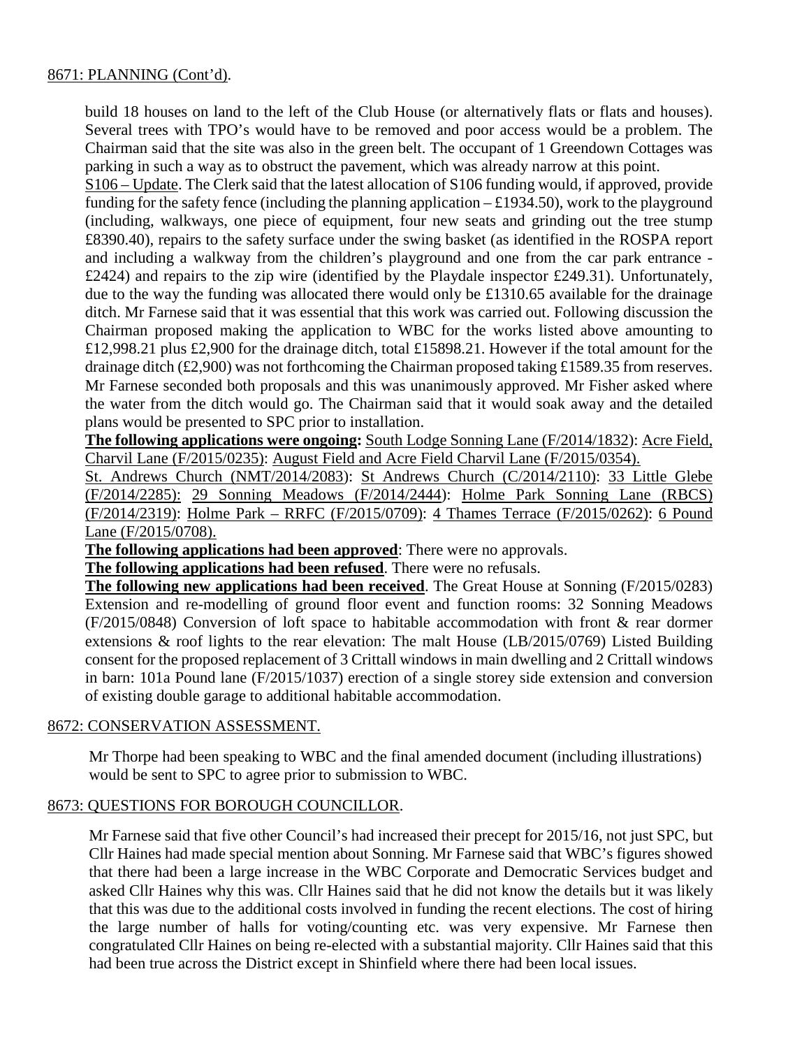8671: PLANNING (Cont'd).

build 18 houses on land to the left of the Club House (or alternatively flats or flats and houses). Several trees with TPO's would have to be removed and poor access would be a problem. The Chairman said that the site was also in the green belt. The occupant of 1 Greendown Cottages was parking in such a way as to obstruct the pavement, which was already narrow at this point.

S106 – Update. The Clerk said that the latest allocation of S106 funding would, if approved, provide funding for the safety fence (including the planning application – £1934.50), work to the playground (including, walkways, one piece of equipment, four new seats and grinding out the tree stump £8390.40), repairs to the safety surface under the swing basket (as identified in the ROSPA report and including a walkway from the children's playground and one from the car park entrance - £2424) and repairs to the zip wire (identified by the Playdale inspector £249.31). Unfortunately, due to the way the funding was allocated there would only be £1310.65 available for the drainage ditch. Mr Farnese said that it was essential that this work was carried out. Following discussion the Chairman proposed making the application to WBC for the works listed above amounting to £12,998.21 plus £2,900 for the drainage ditch, total £15898.21. However if the total amount for the drainage ditch (£2,900) was not forthcoming the Chairman proposed taking £1589.35 from reserves. Mr Farnese seconded both proposals and this was unanimously approved. Mr Fisher asked where the water from the ditch would go. The Chairman said that it would soak away and the detailed plans would be presented to SPC prior to installation.

**The following applications were ongoing:** South Lodge Sonning Lane (F/2014/1832): Acre Field, Charvil Lane (F/2015/0235): August Field and Acre Field Charvil Lane (F/2015/0354). St. Andrews Church (NMT/2014/2083): St Andrews Church (C/2014/2110): 33 Little Glebe (F/2014/2285): 29 Sonning Meadows (F/2014/2444): Holme Park Sonning Lane (RBCS) (F/2014/2319): Holme Park – RRFC (F/2015/0709): 4 Thames Terrace (F/2015/0262): 6 Pound Lane (F/2015/0708).

**The following applications had been approved**: There were no approvals.

**The following applications had been refused**. There were no refusals.

**The following new applications had been received**. The Great House at Sonning (F/2015/0283) Extension and re-modelling of ground floor event and function rooms: 32 Sonning Meadows (F/2015/0848) Conversion of loft space to habitable accommodation with front & rear dormer extensions & roof lights to the rear elevation: The malt House (LB/2015/0769) Listed Building consent for the proposed replacement of 3 Crittall windows in main dwelling and 2 Crittall windows in barn: 101a Pound lane (F/2015/1037) erection of a single storey side extension and conversion of existing double garage to additional habitable accommodation.

8672: CONSERVATION ASSESSMENT.

Mr Thorpe had been speaking to WBC and the final amended document (including illustrations) would be sent to SPC to agree prior to submission to WBC.

8673: QUESTIONS FOR BOROUGH COUNCILLOR.

Mr Farnese said that five other Council's had increased their precept for 2015/16, not just SPC, but Cllr Haines had made special mention about Sonning. Mr Farnese said that WBC's figures showed that there had been a large increase in the WBC Corporate and Democratic Services budget and asked Cllr Haines why this was. Cllr Haines said that he did not know the details but it was likely that this was due to the additional costs involved in funding the recent elections. The cost of hiring the large number of halls for voting/counting etc. was very expensive. Mr Farnese then congratulated Cllr Haines on being re-elected with a substantial majority. Cllr Haines said that this had been true across the District except in Shinfield where there had been local issues.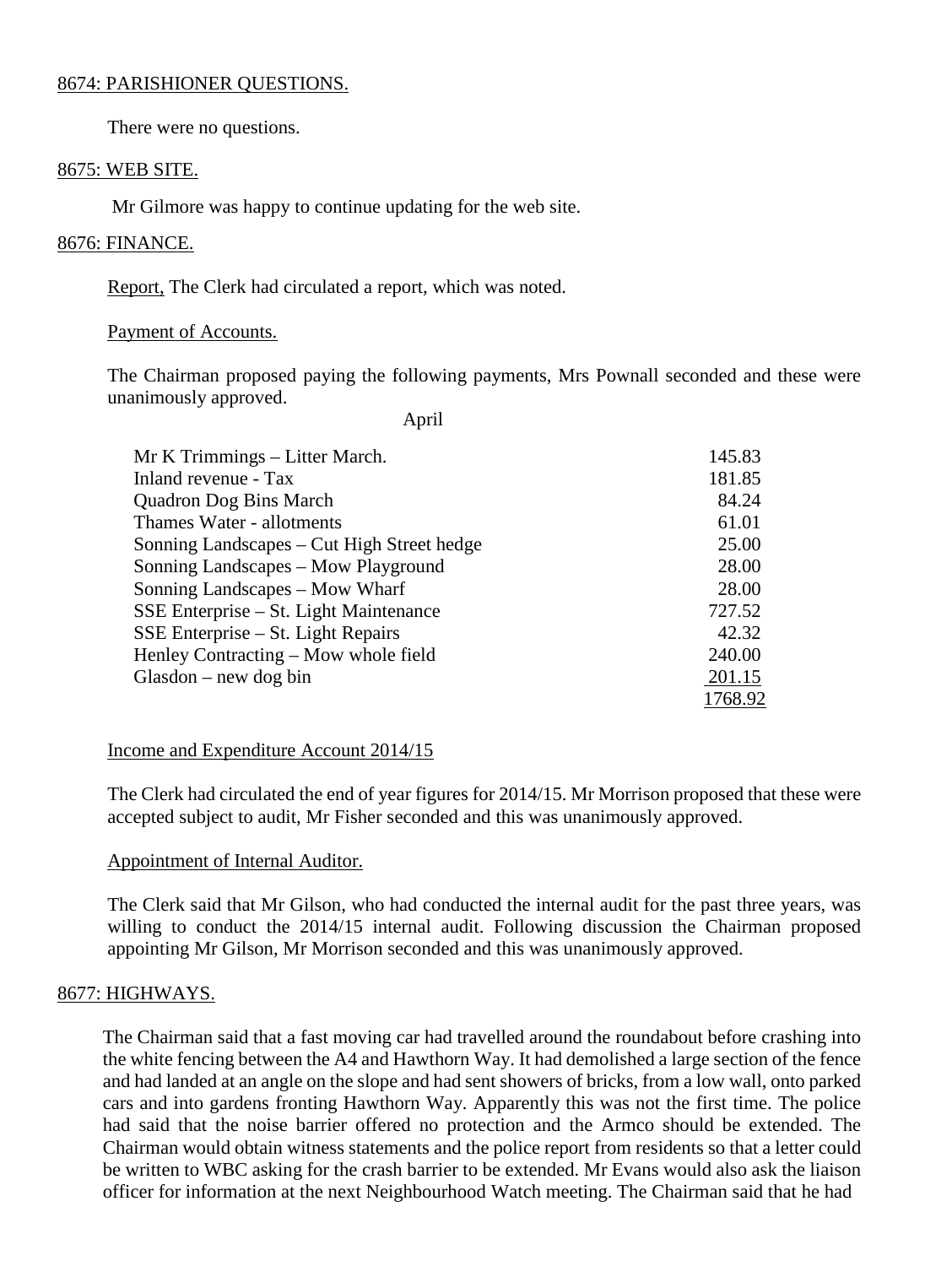8674: PARISHIONER QUESTIONS.

There were no questions.

8675: WEB SITE.

Mr Gilmore was happy to continue updating for the web site.

8676: FINANCE.

Report, The Clerk had circulated a report, which was noted.

Payment of Accounts.

The Chairman proposed paying the following payments, Mrs Pownall seconded and these were unanimously approved.

April

| | |
|---|---|
| Mr K Trimmings – Litter March. | 145.83 |
| Inland revenue - Tax | 181.85 |
| Quadron Dog Bins March | 84.24 |
| Thames Water - allotments | 61.01 |
| Sonning Landscapes – Cut High Street hedge | 25.00 |
| Sonning Landscapes – Mow Playground | 28.00 |
| Sonning Landscapes – Mow Wharf | 28.00 |
| SSE Enterprise – St. Light Maintenance | 727.52 |
| SSE Enterprise – St. Light Repairs | 42.32 |
| Henley Contracting – Mow whole field | 240.00 |
| Glasdon – new dog bin | 201.15 |
| | 1768.92 |

Income and Expenditure Account 2014/15

The Clerk had circulated the end of year figures for 2014/15. Mr Morrison proposed that these were accepted subject to audit, Mr Fisher seconded and this was unanimously approved.

Appointment of Internal Auditor.

The Clerk said that Mr Gilson, who had conducted the internal audit for the past three years, was willing to conduct the 2014/15 internal audit. Following discussion the Chairman proposed appointing Mr Gilson, Mr Morrison seconded and this was unanimously approved.

8677: HIGHWAYS.

The Chairman said that a fast moving car had travelled around the roundabout before crashing into the white fencing between the A4 and Hawthorn Way. It had demolished a large section of the fence and had landed at an angle on the slope and had sent showers of bricks, from a low wall, onto parked cars and into gardens fronting Hawthorn Way. Apparently this was not the first time. The police had said that the noise barrier offered no protection and the Armco should be extended. The Chairman would obtain witness statements and the police report from residents so that a letter could be written to WBC asking for the crash barrier to be extended. Mr Evans would also ask the liaison officer for information at the next Neighbourhood Watch meeting. The Chairman said that he had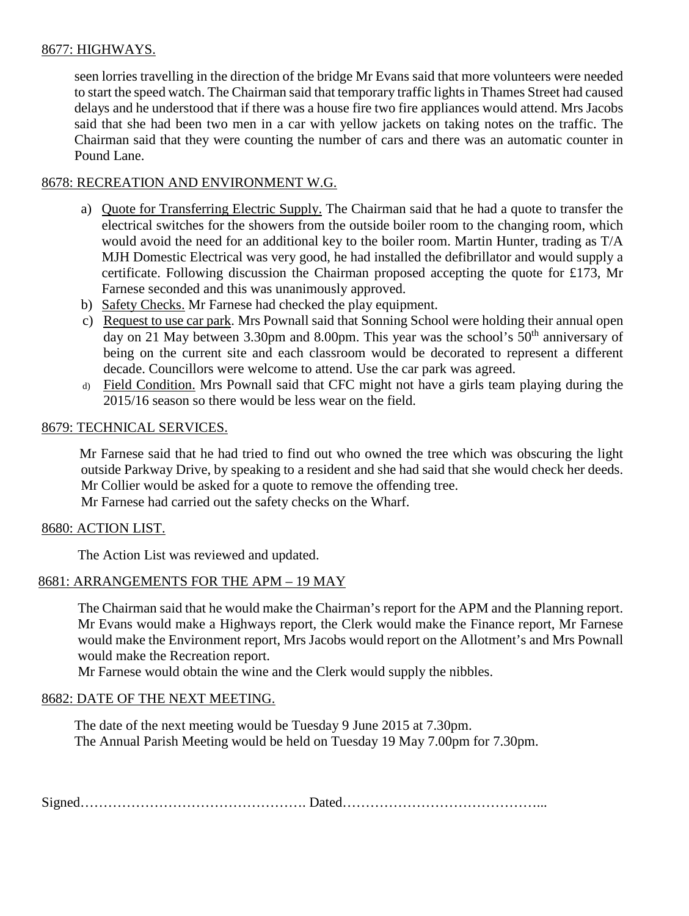8677: HIGHWAYS.

seen lorries travelling in the direction of the bridge Mr Evans said that more volunteers were needed to start the speed watch. The Chairman said that temporary traffic lights in Thames Street had caused delays and he understood that if there was a house fire two fire appliances would attend. Mrs Jacobs said that she had been two men in a car with yellow jackets on taking notes on the traffic. The Chairman said that they were counting the number of cars and there was an automatic counter in Pound Lane.

8678: RECREATION AND ENVIRONMENT W.G.

a) Quote for Transferring Electric Supply. The Chairman said that he had a quote to transfer the electrical switches for the showers from the outside boiler room to the changing room, which would avoid the need for an additional key to the boiler room. Martin Hunter, trading as T/A MJH Domestic Electrical was very good, he had installed the defibrillator and would supply a certificate. Following discussion the Chairman proposed accepting the quote for £173, Mr Farnese seconded and this was unanimously approved.
b) Safety Checks. Mr Farnese had checked the play equipment.
c) Request to use car park. Mrs Pownall said that Sonning School were holding their annual open day on 21 May between 3.30pm and 8.00pm. This year was the school's 50th anniversary of being on the current site and each classroom would be decorated to represent a different decade. Councillors were welcome to attend. Use the car park was agreed.
d) Field Condition. Mrs Pownall said that CFC might not have a girls team playing during the 2015/16 season so there would be less wear on the field.

8679: TECHNICAL SERVICES.

Mr Farnese said that he had tried to find out who owned the tree which was obscuring the light outside Parkway Drive, by speaking to a resident and she had said that she would check her deeds. Mr Collier would be asked for a quote to remove the offending tree.
Mr Farnese had carried out the safety checks on the Wharf.

8680: ACTION LIST.

The Action List was reviewed and updated.

8681: ARRANGEMENTS FOR THE APM – 19 MAY

The Chairman said that he would make the Chairman's report for the APM and the Planning report. Mr Evans would make a Highways report, the Clerk would make the Finance report, Mr Farnese would make the Environment report, Mrs Jacobs would report on the Allotment's and Mrs Pownall would make the Recreation report.
Mr Farnese would obtain the wine and the Clerk would supply the nibbles.

8682: DATE OF THE NEXT MEETING.

The date of the next meeting would be Tuesday 9 June 2015 at 7.30pm.
The Annual Parish Meeting would be held on Tuesday 19 May 7.00pm for 7.30pm.

Signed…………………………………………. Dated……………………………………...